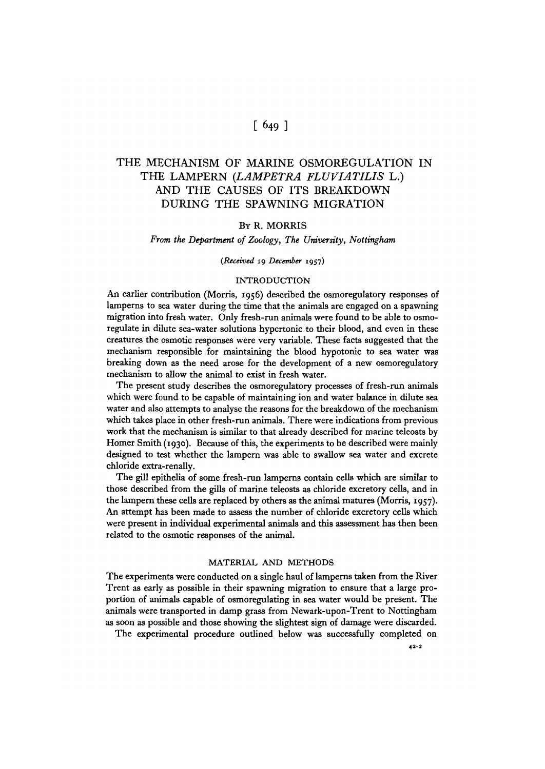# THE MECHANISM OF MARINE OSMOREGULATION IN THE LAMPERN (*LAMPETRA FLUVIATILIS* L.) AND THE CAUSES OF ITS BREAKDOWN DURING THE SPAWNING MIGRATION

By R. MORRIS

*From the Department of Zoology, The University, Nottingham*

*(Received 19 December 1957)*

## INTRODUCTION

An earlier contribution (Morris, 1956) described the osmoregulatory responses of lamperns to sea water during the time that the animals are engaged on a spawning migration into fresh water. Only fresh-run animals were found to be able to osmoregulate in dilute sea-water solutions hypertonic to their blood, and even in these creatures the osmotic responses were very variable. These facts suggested that the mechanism responsible for maintaining the blood hypotonic to sea water was breaking down as the need arose for the development of a new osmoregulatory mechanism to allow the animal to exist in fresh water.

The present study describes the osmoregulatory processes of fresh-run animals which were found to be capable of maintaining ion and water balance in dilute sea water and also attempts to analyse the reasons for the breakdown of the mechanism which takes place in other fresh-run animals. There were indications from previous work that the mechanism is similar to that already described for marine teleosts by Homer Smith (1930). Because of this, the experiments to be described were mainly designed to test whether the lampern was able to swallow sea water and excrete chloride extra-renally.

The gill epithelia of some fresh-run lamperns contain cells which are similar to those described from the gills of marine teleosts as chloride excretory cells, and in the lampern these cells are replaced by others as the animal matures (Morris, 1957). An attempt has been made to assess the number of chloride excretory cells which were present in individual experimental animals and this assessment has then been related to the osmotic responses of the animal.

## MATERIAL AND METHODS

The experiments were conducted on a single haul of lamperns taken from the River Trent as early as possible in their spawning migration to ensure that a large proportion of animals capable of osmoregulating in sea water would be present. The animals were transported in damp grass from Newark-upon-Trent to Nottingham as soon as possible and those showing the slightest sign of damage were discarded.

The experimental procedure outlined below was successfully completed on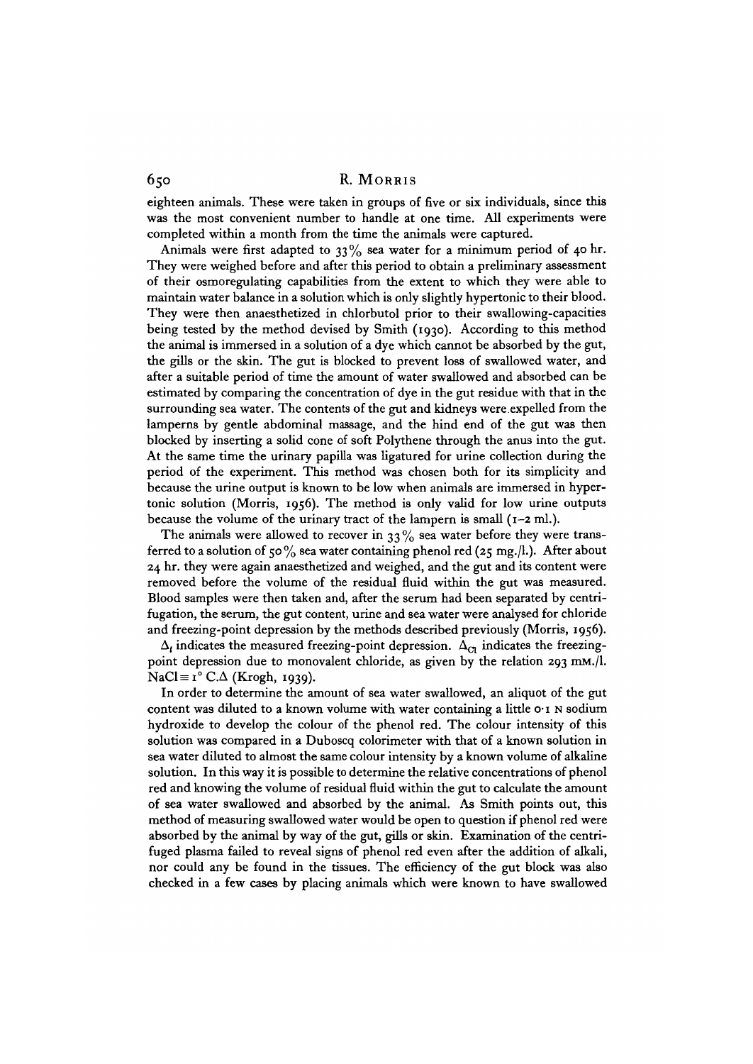eighteen animals. These were taken in groups of five or six individuals, since this was the most convenient number to handle at one time. All experiments were completed within a month from the time the animals were captured.

Animals were first adapted to 33% sea water for a minimum period of 40 hr. They were weighed before and after this period to obtain a preliminary assessment of their osmoregulating capabilities from the extent to which they were able to maintain water balance in a solution which is only slightly hypertonic to their blood. They were then anaesthetized in chlorbutol prior to their swallowing-capacities being tested by the method devised by Smith (1930). According to this method the animal is immersed in a solution of a dye which cannot be absorbed by the gut, the gills or the skin. The gut is blocked to prevent loss of swallowed water, and after a suitable period of time the amount of water swallowed and absorbed can be estimated by comparing the concentration of dye in the gut residue with that in the surrounding sea water. The contents of the gut and kidneys were expelled from the lamperns by gentle abdominal massage, and the hind end of the gut was then blocked by inserting a solid cone of soft Polythene through the anus into the gut. At the same time the urinary papilla was ligatured for urine collection during the period of the experiment. This method was chosen both for its simplicity and because the urine output is known to be low when animals are immersed in hypertonic solution (Morris, 1956). The method is only valid for low urine outputs because the volume of the urinary tract of the lampern is small (1–2 ml.).

The animals were allowed to recover in 33% sea water before they were transferred to a solution of 50% sea water containing phenol red (25 mg./l.). After about 24 hr. they were again anaesthetized and weighed, and the gut and its content were removed before the volume of the residual fluid within the gut was measured. Blood samples were then taken and, after the serum had been separated by centrifugation, the serum, the gut content, urine and sea water were analysed for chloride and freezing-point depression by the methods described previously (Morris, 1956).

$\Delta_t$ indicates the measured freezing-point depression. $\Delta_{Cl}$ indicates the freezing-point depression due to monovalent chloride, as given by the relation 293 mM./l. NaCl ≡ 1° C.Δ (Krogh, 1939).

In order to determine the amount of sea water swallowed, an aliquot of the gut content was diluted to a known volume with water containing a little 0·1 N sodium hydroxide to develop the colour of the phenol red. The colour intensity of this solution was compared in a Duboscq colorimeter with that of a known solution in sea water diluted to almost the same colour intensity by a known volume of alkaline solution. In this way it is possible to determine the relative concentrations of phenol red and knowing the volume of residual fluid within the gut to calculate the amount of sea water swallowed and absorbed by the animal. As Smith points out, this method of measuring swallowed water would be open to question if phenol red were absorbed by the animal by way of the gut, gills or skin. Examination of the centrifuged plasma failed to reveal signs of phenol red even after the addition of alkali, nor could any be found in the tissues. The efficiency of the gut block was also checked in a few cases by placing animals which were known to have swallowed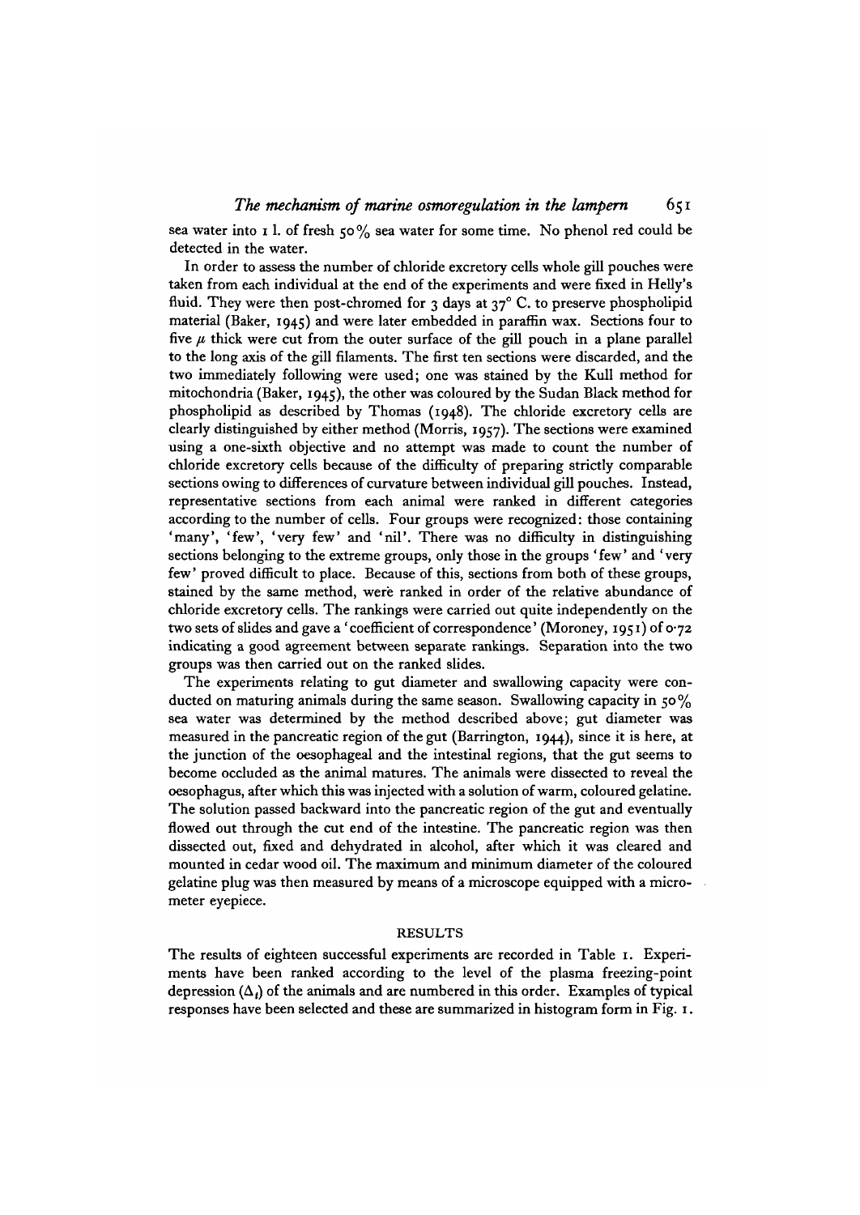sea water into 1 l. of fresh 50% sea water for some time. No phenol red could be detected in the water.

In order to assess the number of chloride excretory cells whole gill pouches were taken from each individual at the end of the experiments and were fixed in Helly's fluid. They were then post-chromed for 3 days at 37° C. to preserve phospholipid material (Baker, 1945) and were later embedded in paraffin wax. Sections four to five $\mu$ thick were cut from the outer surface of the gill pouch in a plane parallel to the long axis of the gill filaments. The first ten sections were discarded, and the two immediately following were used; one was stained by the Kull method for mitochondria (Baker, 1945), the other was coloured by the Sudan Black method for phospholipid as described by Thomas (1948). The chloride excretory cells are clearly distinguished by either method (Morris, 1957). The sections were examined using a one-sixth objective and no attempt was made to count the number of chloride excretory cells because of the difficulty of preparing strictly comparable sections owing to differences of curvature between individual gill pouches. Instead, representative sections from each animal were ranked in different categories according to the number of cells. Four groups were recognized: those containing 'many', 'few', 'very few' and 'nil'. There was no difficulty in distinguishing sections belonging to the extreme groups, only those in the groups 'few' and 'very few' proved difficult to place. Because of this, sections from both of these groups, stained by the same method, were ranked in order of the relative abundance of chloride excretory cells. The rankings were carried out quite independently on the two sets of slides and gave a 'coefficient of correspondence' (Moroney, 1951) of 0·72 indicating a good agreement between separate rankings. Separation into the two groups was then carried out on the ranked slides.

The experiments relating to gut diameter and swallowing capacity were conducted on maturing animals during the same season. Swallowing capacity in 50% sea water was determined by the method described above; gut diameter was measured in the pancreatic region of the gut (Barrington, 1944), since it is here, at the junction of the oesophageal and the intestinal regions, that the gut seems to become occluded as the animal matures. The animals were dissected to reveal the oesophagus, after which this was injected with a solution of warm, coloured gelatine. The solution passed backward into the pancreatic region of the gut and eventually flowed out through the cut end of the intestine. The pancreatic region was then dissected out, fixed and dehydrated in alcohol, after which it was cleared and mounted in cedar wood oil. The maximum and minimum diameter of the coloured gelatine plug was then measured by means of a microscope equipped with a micrometer eyepiece.

## RESULTS

The results of eighteen successful experiments are recorded in Table 1. Experiments have been ranked according to the level of the plasma freezing-point depression ($\Delta_i$) of the animals and are numbered in this order. Examples of typical responses have been selected and these are summarized in histogram form in Fig. 1.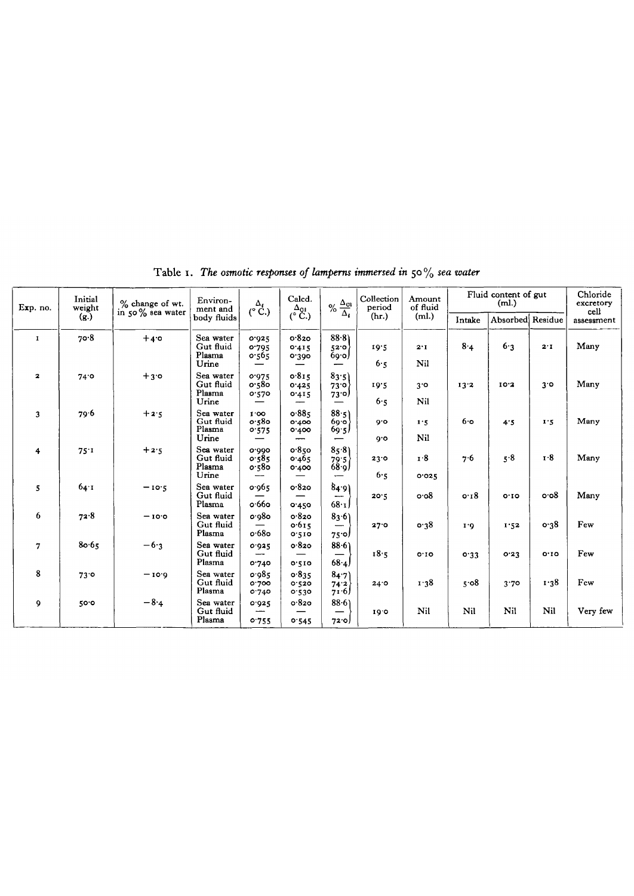Table 1. *The osmotic responses of lamperns immersed in 50% sea water*

| Exp. no. | Initial weight (g.) | % change of wt. in 50% sea water | Environment and body fluids | $\Delta_t$ (° C.) | Calcd. $\Delta_{Cl}$ (° C.) | % $\frac{\Delta_{Cl}}{\Delta_t}$ | Collection period (hr.) | Amount of fluid (ml.) | Fluid content of gut (ml.) | | | Chloride excretory cell assessment |
|---|---|---|---|---|---|---|---|---|---|---|---|---|
| | | | | | | | | | Intake | Absorbed | Residue | |
| 1 | 70·8 | +4·0 | Sea water | 0·925 | 0·820 | 88·8 | | | | | | |
| | | | Gut fluid | 0·795 | 0·415 | 52·0 | 19·5 | 2·1 | 8·4 | 6·3 | 2·1 | Many |
| | | | Plasma | 0·565 | 0·390 | 69·0 | | | | | | |
| | | | Urine | — | — | — | 6·5 | Nil | | | | |
| 2 | 74·0 | +3·0 | Sea water | 0·975 | 0·815 | 83·5 | | | | | | |
| | | | Gut fluid | 0·580 | 0·425 | 73·0 | 19·5 | 3·0 | 13·2 | 10·2 | 3·0 | Many |
| | | | Plasma | 0·570 | 0·415 | 73·0 | | | | | | |
| | | | Urine | — | — | — | 6·5 | Nil | | | | |
| 3 | 79·6 | +2·5 | Sea water | 1·00 | 0·885 | 88·5 | | | | | | |
| | | | Gut fluid | 0·580 | 0·400 | 69·0 | 9·0 | 1·5 | 6·0 | 4·5 | 1·5 | Many |
| | | | Plasma | 0·575 | 0·400 | 69·5 | | | | | | |
| | | | Urine | — | — | — | 9·0 | Nil | | | | |
| 4 | 75·1 | +2·5 | Sea water | 0·990 | 0·850 | 85·8 | | | | | | |
| | | | Gut fluid | 0·585 | 0·465 | 79·5 | 23·0 | 1·8 | 7·6 | 5·8 | 1·8 | Many |
| | | | Plasma | 0·580 | 0·400 | 68·9 | | | | | | |
| | | | Urine | — | — | — | 6·5 | 0·025 | | | | |
| 5 | 64·1 | −10·5 | Sea water | 0·965 | 0·820 | 84·9 | | | | | | |
| | | | Gut fluid | — | — | — | 20·5 | 0·08 | 0·18 | 0·10 | 0·08 | Many |
| | | | Plasma | 0·660 | 0·450 | 68·1 | | | | | | |
| 6 | 72·8 | −10·0 | Sea water | 0·980 | 0·820 | 83·6 | | | | | | |
| | | | Gut fluid | — | 0·615 | — | 27·0 | 0·38 | 1·9 | 1·52 | 0·38 | Few |
| | | | Plasma | 0·680 | 0·510 | 75·0 | | | | | | |
| 7 | 80·65 | −6·3 | Sea water | 0·925 | 0·820 | 88·6 | | | | | | |
| | | | Gut fluid | — | — | — | 18·5 | 0·10 | 0·33 | 0·23 | 0·10 | Few |
| | | | Plasma | 0·740 | 0·510 | 68·4 | | | | | | |
| 8 | 73·0 | −10·9 | Sea water | 0·985 | 0·835 | 84·7 | | | | | | |
| | | | Gut fluid | 0·700 | 0·520 | 74·2 | 24·0 | 1·38 | 5·08 | 3·70 | 1·38 | Few |
| | | | Plasma | 0·740 | 0·530 | 71·6 | | | | | | |
| 9 | 50·0 | −8·4 | Sea water | 0·925 | 0·820 | 88·6 | | | | | | |
| | | | Gut fluid | — | — | — | 19·0 | Nil | Nil | Nil | Nil | Very few |
| | | | Plasma | 0·755 | 0·545 | 72·0 | | | | | | |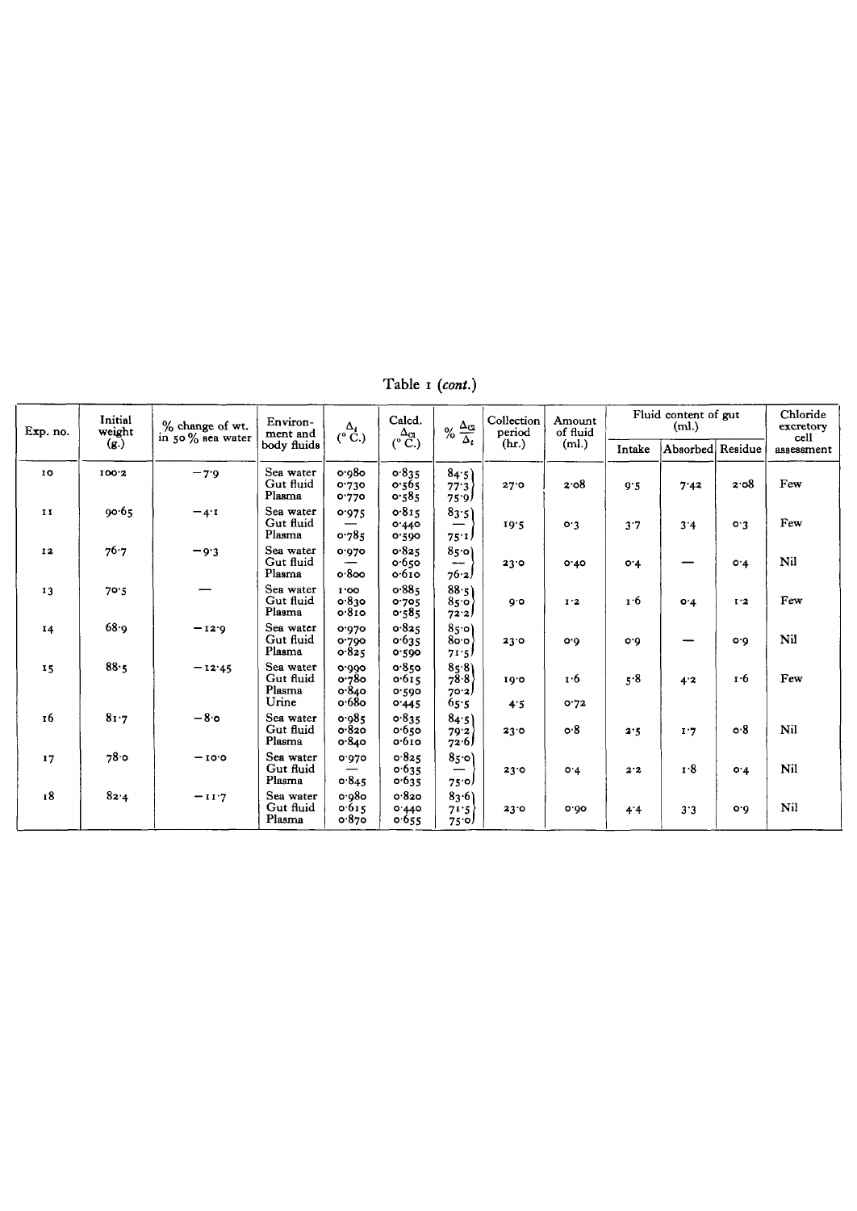Table 1 (*cont.*)

| Exp. no. | Initial weight (g.) | % change of wt. in 50 % sea water | Environment and body fluids | $\Delta_t$ (° C.) | Calcd. $\Delta_{Cl}$ (° C.) | % $\frac{\Delta_{Cl}}{\Delta_t}$ | Collection period (hr.) | Amount of fluid (ml.) | Fluid content of gut (ml.) | | | Chloride excretory cell assessment |
|---|---|---|---|---|---|---|---|---|---|---|---|---|
| | | | | | | | | | Intake | Absorbed | Residue | |
| 10 | 100·2 | −7·9 | Sea water<br>Gut fluid<br>Plasma | 0·980<br>0·730<br>0·770 | 0·835<br>0·565<br>0·585 | 84·5<br>77·3<br>75·9 | 27·0 | 2·08 | 9·5 | 7·42 | 2·08 | Few |
| 11 | 90·65 | −4·1 | Sea water<br>Gut fluid<br>Plasma | 0·975<br>—<br>0·785 | 0·815<br>0·440<br>0·590 | 83·5<br>—<br>75·1 | 19·5 | 0·3 | 3·7 | 3·4 | 0·3 | Few |
| 12 | 76·7 | −9·3 | Sea water<br>Gut fluid<br>Plasma | 0·970<br>—<br>0·800 | 0·825<br>0·650<br>0·610 | 85·0<br>—<br>76·2 | 23·0 | 0·40 | 0·4 | — | 0·4 | Nil |
| 13 | 70·5 | — | Sea water<br>Gut fluid<br>Plasma | 1·00<br>0·830<br>0·810 | 0·885<br>0·705<br>0·585 | 88·5<br>85·0<br>72·2 | 9·0 | 1·2 | 1·6 | 0·4 | 1·2 | Few |
| 14 | 68·9 | −12·9 | Sea water<br>Gut fluid<br>Plasma | 0·970<br>0·790<br>0·825 | 0·825<br>0·635<br>0·590 | 85·0<br>80·0<br>71·5 | 23·0 | 0·9 | 0·9 | — | 0·9 | Nil |
| 15 | 88·5 | −12·45 | Sea water<br>Gut fluid<br>Plasma<br>Urine | 0·990<br>0·780<br>0·840<br>0·680 | 0·850<br>0·615<br>0·590<br>0·445 | 85·8<br>78·8<br>70·2<br>65·5 | 19·0<br><br><br>4·5 | 1·6<br><br><br>0·72 | 5·8 | 4·2 | 1·6 | Few |
| 16 | 81·7 | −8·0 | Sea water<br>Gut fluid<br>Plasma | 0·985<br>0·820<br>0·840 | 0·835<br>0·650<br>0·610 | 84·5<br>79·2<br>72·6 | 23·0 | 0·8 | 2·5 | 1·7 | 0·8 | Nil |
| 17 | 78·0 | −10·0 | Sea water<br>Gut fluid<br>Plasma | 0·970<br>—<br>0·845 | 0·825<br>0·635<br>0·635 | 85·0<br>—<br>75·0 | 23·0 | 0·4 | 2·2 | 1·8 | 0·4 | Nil |
| 18 | 82·4 | −11·7 | Sea water<br>Gut fluid<br>Plasma | 0·980<br>0·615<br>0·870 | 0·820<br>0·440<br>0·655 | 83·6<br>71·5<br>75·0 | 23·0 | 0·90 | 4·4 | 3·3 | 0·9 | Nil |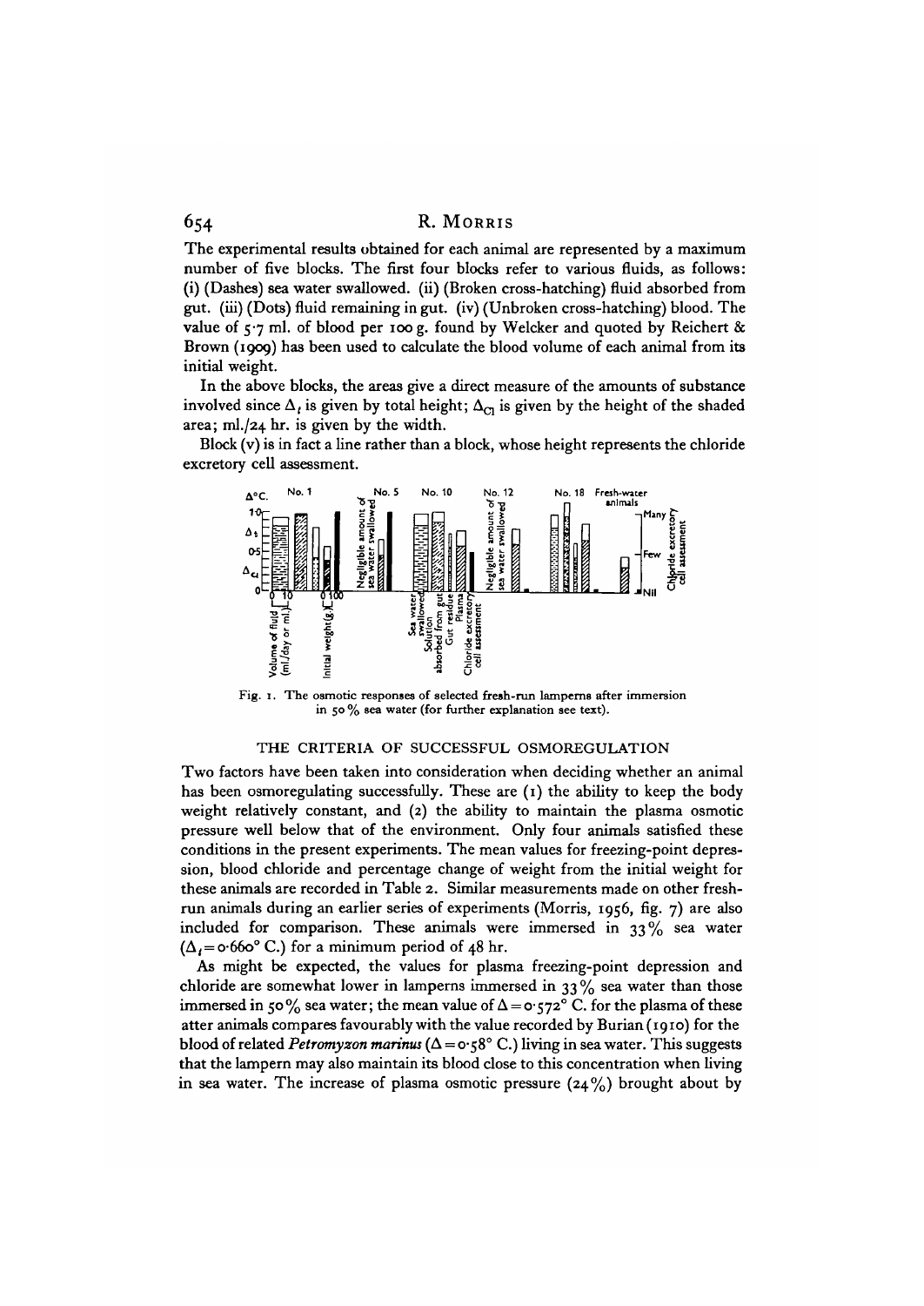The experimental results obtained for each animal are represented by a maximum number of five blocks. The first four blocks refer to various fluids, as follows: (i) (Dashes) sea water swallowed. (ii) (Broken cross-hatching) fluid absorbed from gut. (iii) (Dots) fluid remaining in gut. (iv) (Unbroken cross-hatching) blood. The value of 5·7 ml. of blood per 100 g. found by Welcker and quoted by Reichert & Brown (1909) has been used to calculate the blood volume of each animal from its initial weight.

In the above blocks, the areas give a direct measure of the amounts of substance involved since $\Delta_t$ is given by total height; $\Delta_{Cl}$ is given by the height of the shaded area; ml./24 hr. is given by the width.

Block (v) is in fact a line rather than a block, whose height represents the chloride excretory cell assessment.

Fig. 1. The osmotic responses of selected fresh-run lamperns after immersion in 50 % sea water (for further explanation see text).

## THE CRITERIA OF SUCCESSFUL OSMOREGULATION

Two factors have been taken into consideration when deciding whether an animal has been osmoregulating successfully. These are (1) the ability to keep the body weight relatively constant, and (2) the ability to maintain the plasma osmotic pressure well below that of the environment. Only four animals satisfied these conditions in the present experiments. The mean values for freezing-point depression, blood chloride and percentage change of weight from the initial weight for these animals are recorded in Table 2. Similar measurements made on other fresh-run animals during an earlier series of experiments (Morris, 1956, fig. 7) are also included for comparison. These animals were immersed in 33 % sea water ($\Delta_t = 0{\cdot}660°$ C.) for a minimum period of 48 hr.

As might be expected, the values for plasma freezing-point depression and chloride are somewhat lower in lamperns immersed in 33 % sea water than those immersed in 50 % sea water; the mean value of $\Delta = 0{\cdot}572°$ C. for the plasma of these atter animals compares favourably with the value recorded by Burian (1910) for the blood of related *Petromyzon marinus* ($\Delta = 0{\cdot}58°$ C.) living in sea water. This suggests that the lampern may also maintain its blood close to this concentration when living in sea water. The increase of plasma osmotic pressure (24 %) brought about by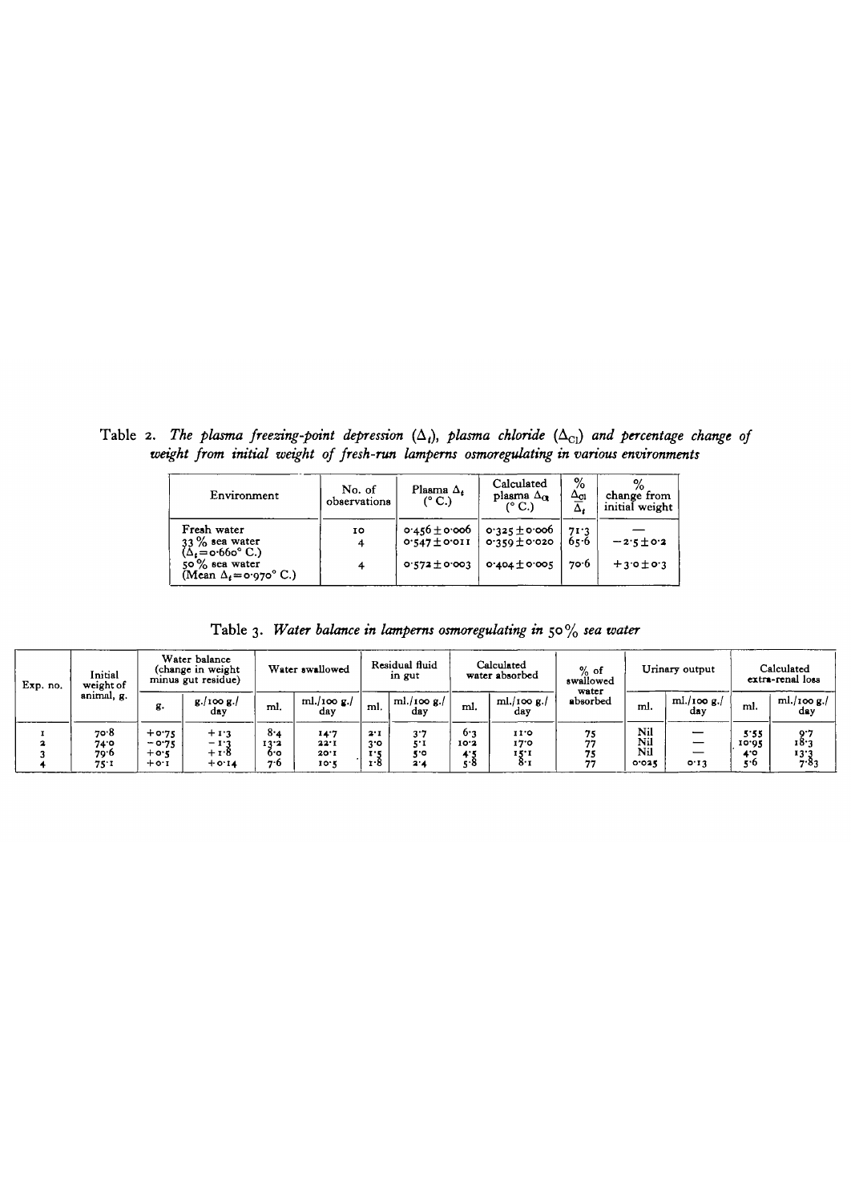Table 2. *The plasma freezing-point depression ($\Delta_t$), plasma chloride ($\Delta_{Cl}$) and percentage change of weight from initial weight of fresh-run lamperns osmoregulating in various environments*

| Environment | No. of observations | Plasma $\Delta_t$ (° C.) | Calculated plasma $\Delta_{Cl}$ (° C.) | % $\frac{\Delta_{Cl}}{\Delta_t}$ | % change from initial weight |
|---|---|---|---|---|---|
| Fresh water | 10 | 0·456 ± 0·006 | 0·325 ± 0·006 | 71·3 | — |
| 33 % sea water ($\Delta_t$ = 0·660° C.) | 4 | 0·547 ± 0·011 | 0·359 ± 0·020 | 65·6 | −2·5 ± 0·2 |
| 50 % sea water (Mean $\Delta_t$ = 0·970° C.) | 4 | 0·572 ± 0·003 | 0·404 ± 0·005 | 70·6 | +3·0 ± 0·3 |

Table 3. *Water balance in lamperns osmoregulating in 50 % sea water*

| Exp. no. | Initial weight of animal, g. | Water balance (change in weight minus gut residue) | | Water swallowed | | Residual fluid in gut | | Calculated water absorbed | | % of swallowed water absorbed | Urinary output | | Calculated extra-renal loss | |
|---|---|---|---|---|---|---|---|---|---|---|---|---|---|---|
| | | g. | g./100 g./day | ml. | ml./100 g./day | ml. | ml./100 g./day | ml. | ml./100 g./day | | ml. | ml./100 g./day | ml. | ml./100 g./day |
| 1 | 70·8 | +0·75 | +1·3 | 8·4 | 14·7 | 2·1 | 3·7 | 6·3 | 11·0 | 75 | Nil | — | 5·55 | 9·7 |
| 2 | 74·0 | −0·75 | −1·3 | 13·2 | 22·1 | 3·0 | 5·1 | 10·2 | 17·0 | 77 | Nil | — | 10·95 | 18·3 |
| 3 | 79·6 | +0·5 | +1·8 | 6·0 | 20·1 | 1·5 | 5·0 | 4·5 | 15·1 | 75 | Nil | — | 4·0 | 13·3 |
| 4 | 75·1 | +0·1 | +0·14 | 7·6 | 10·5 | 1·8 | 2·4 | 5·8 | 8·1 | 77 | 0·025 | 0·13 | 5·6 | 7·83 |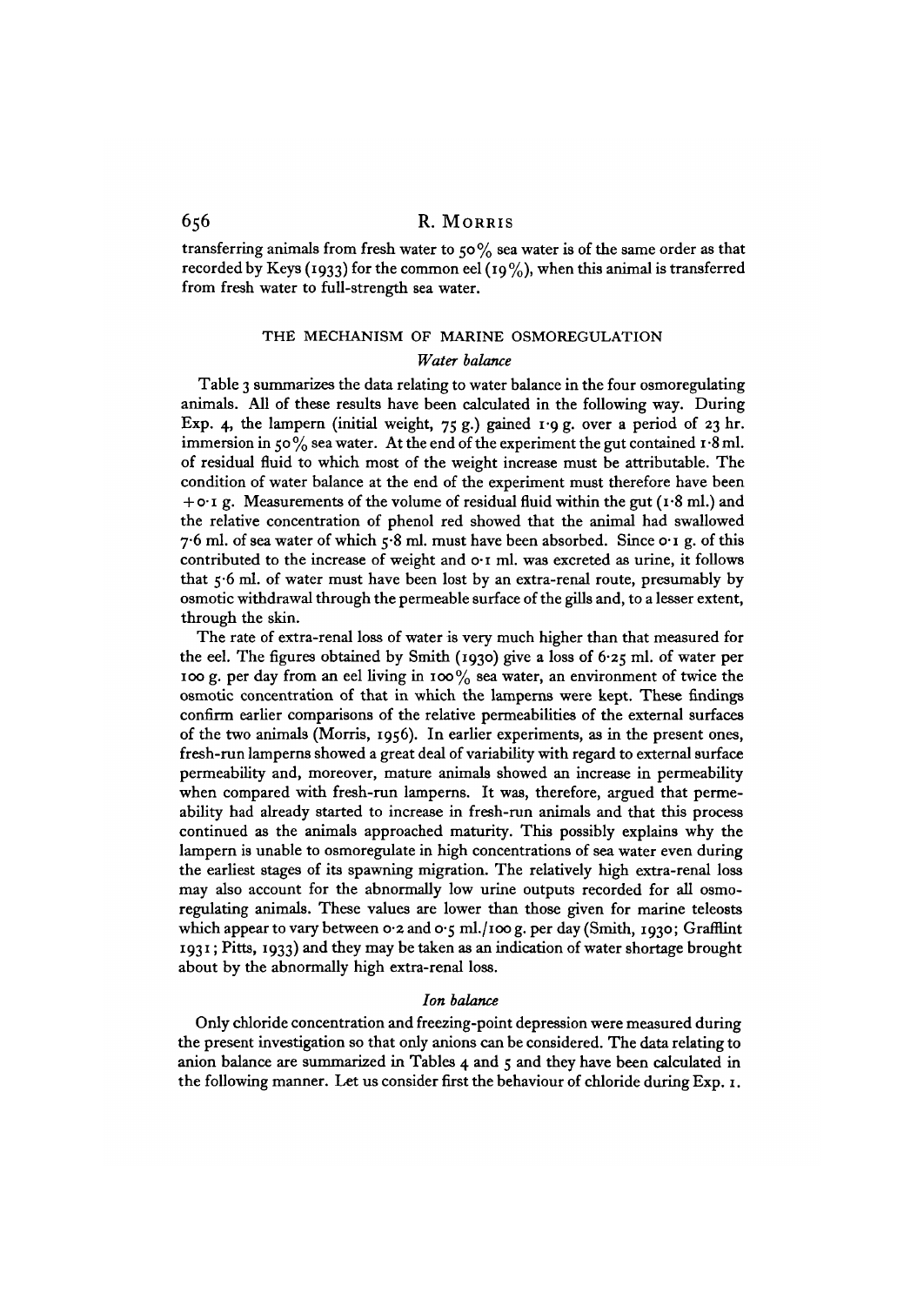transferring animals from fresh water to 50% sea water is of the same order as that recorded by Keys (1933) for the common eel (19%), when this animal is transferred from fresh water to full-strength sea water.

## THE MECHANISM OF MARINE OSMOREGULATION

### *Water balance*

Table 3 summarizes the data relating to water balance in the four osmoregulating animals. All of these results have been calculated in the following way. During Exp. 4, the lampern (initial weight, 75 g.) gained 1·9 g. over a period of 23 hr. immersion in 50% sea water. At the end of the experiment the gut contained 1·8 ml. of residual fluid to which most of the weight increase must be attributable. The condition of water balance at the end of the experiment must therefore have been +0·1 g. Measurements of the volume of residual fluid within the gut (1·8 ml.) and the relative concentration of phenol red showed that the animal had swallowed 7·6 ml. of sea water of which 5·8 ml. must have been absorbed. Since 0·1 g. of this contributed to the increase of weight and 0·1 ml. was excreted as urine, it follows that 5·6 ml. of water must have been lost by an extra-renal route, presumably by osmotic withdrawal through the permeable surface of the gills and, to a lesser extent, through the skin.

The rate of extra-renal loss of water is very much higher than that measured for the eel. The figures obtained by Smith (1930) give a loss of 6·25 ml. of water per 100 g. per day from an eel living in 100% sea water, an environment of twice the osmotic concentration of that in which the lamperns were kept. These findings confirm earlier comparisons of the relative permeabilities of the external surfaces of the two animals (Morris, 1956). In earlier experiments, as in the present ones, fresh-run lamperns showed a great deal of variability with regard to external surface permeability and, moreover, mature animals showed an increase in permeability when compared with fresh-run lamperns. It was, therefore, argued that permeability had already started to increase in fresh-run animals and that this process continued as the animals approached maturity. This possibly explains why the lampern is unable to osmoregulate in high concentrations of sea water even during the earliest stages of its spawning migration. The relatively high extra-renal loss may also account for the abnormally low urine outputs recorded for all osmoregulating animals. These values are lower than those given for marine teleosts which appear to vary between 0·2 and 0·5 ml./100 g. per day (Smith, 1930; Grafflint 1931; Pitts, 1933) and they may be taken as an indication of water shortage brought about by the abnormally high extra-renal loss.

### *Ion balance*

Only chloride concentration and freezing-point depression were measured during the present investigation so that only anions can be considered. The data relating to anion balance are summarized in Tables 4 and 5 and they have been calculated in the following manner. Let us consider first the behaviour of chloride during Exp. 1.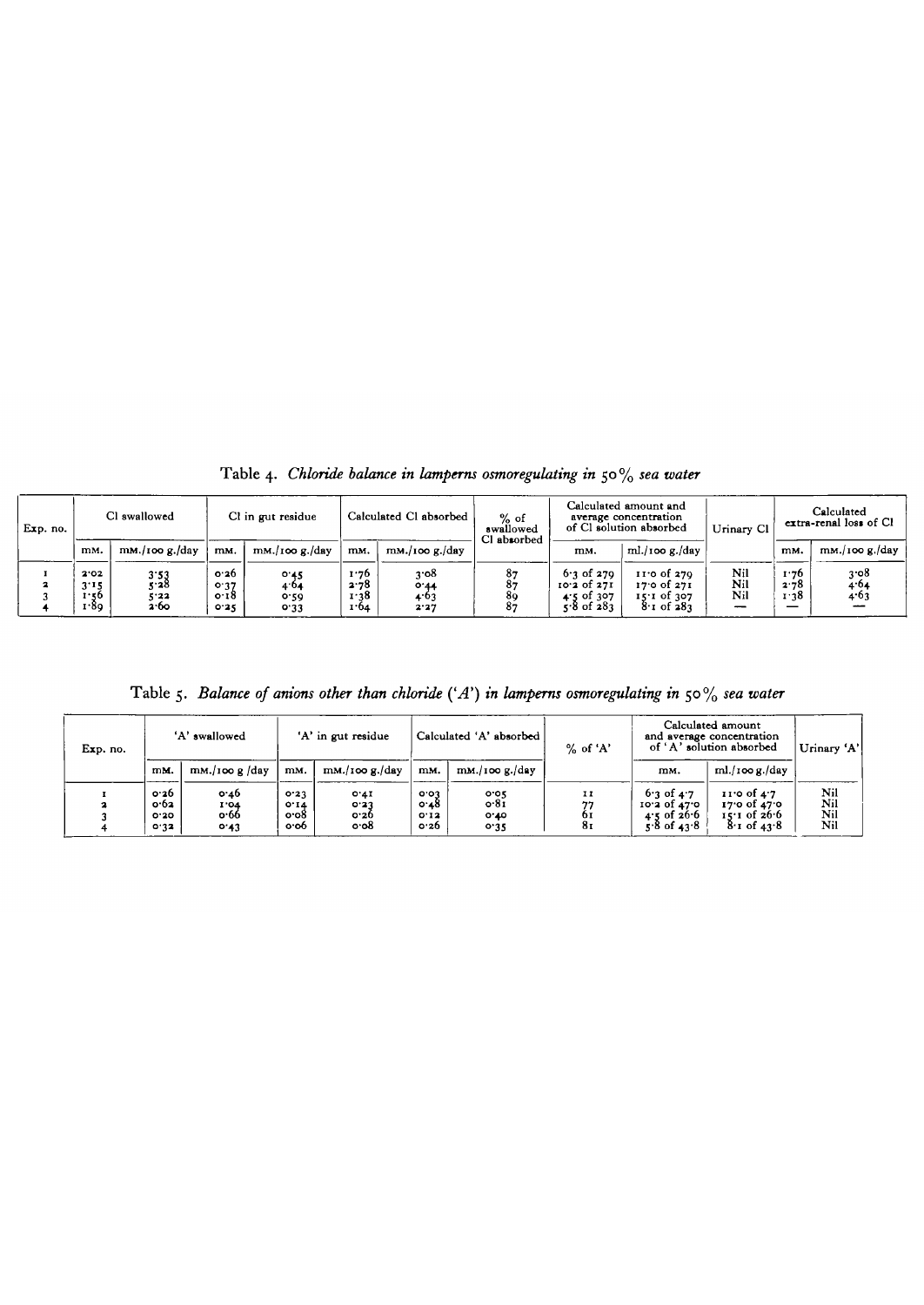Table 4. *Chloride balance in lamperns osmoregulating in 50% sea water*

| Exp. no. | Cl swallowed | | Cl in gut residue | | Calculated Cl absorbed | | % of swallowed Cl absorbed | Calculated amount and average concentration of Cl solution absorbed | | Urinary Cl | Calculated extra-renal loss of Cl | |
|---|---|---|---|---|---|---|---|---|---|---|---|---|
| | mM. | mM./100 g./day | mM. | mM./100 g./day | mM. | mM./100 g./day | | mM. | ml./100 g./day | | mM. | mM./100 g./day |
| 1 | 2·02 | 3·53 | 0·26 | 0·45 | 1·76 | 3·08 | 87 | 6·3 of 279 | 11·0 of 279 | Nil | 1·76 | 3·08 |
| 2 | 3·15 | 5·28 | 0·37 | 4·64 | 2·78 | 0·44 | 87 | 10·2 of 271 | 17·0 of 271 | Nil | 2·78 | 4·64 |
| 3 | 1·56 | 5·22 | 0·18 | 0·59 | 1·38 | 4·63 | 89 | 4·5 of 307 | 15·1 of 307 | Nil | 1·38 | 4·63 |
| 4 | 1·89 | 2·60 | 0·25 | 0·33 | 1·64 | 2·27 | 87 | 5·8 of 283 | 8·1 of 283 | — | — | — |

Table 5. *Balance of anions other than chloride ('A') in lamperns osmoregulating in 50% sea water*

| Exp. no. | 'A' swallowed | | 'A' in gut residue | | Calculated 'A' absorbed | | % of 'A' | Calculated amount and average concentration of 'A' solution absorbed | | Urinary 'A' |
|---|---|---|---|---|---|---|---|---|---|---|
| | mM. | mM./100 g /day | mM. | mM./100 g./day | mM. | mM./100 g./day | | mM. | ml./100 g./day | |
| 1 | 0·26 | 0·46 | 0·23 | 0·41 | 0·03 | 0·05 | 11 | 6·3 of 4·7 | 11·0 of 4·7 | Nil |
| 2 | 0·62 | 1·04 | 0·14 | 0·23 | 0·48 | 0·81 | 77 | 10·2 of 47·0 | 17·0 of 47·0 | Nil |
| 3 | 0·20 | 0·66 | 0·08 | 0·26 | 0·12 | 0·40 | 61 | 4·5 of 26·6 | 15·1 of 26·6 | Nil |
| 4 | 0·32 | 0·43 | 0·06 | 0·08 | 0·26 | 0·35 | 81 | 5·8 of 43·8 | 8·1 of 43·8 | Nil |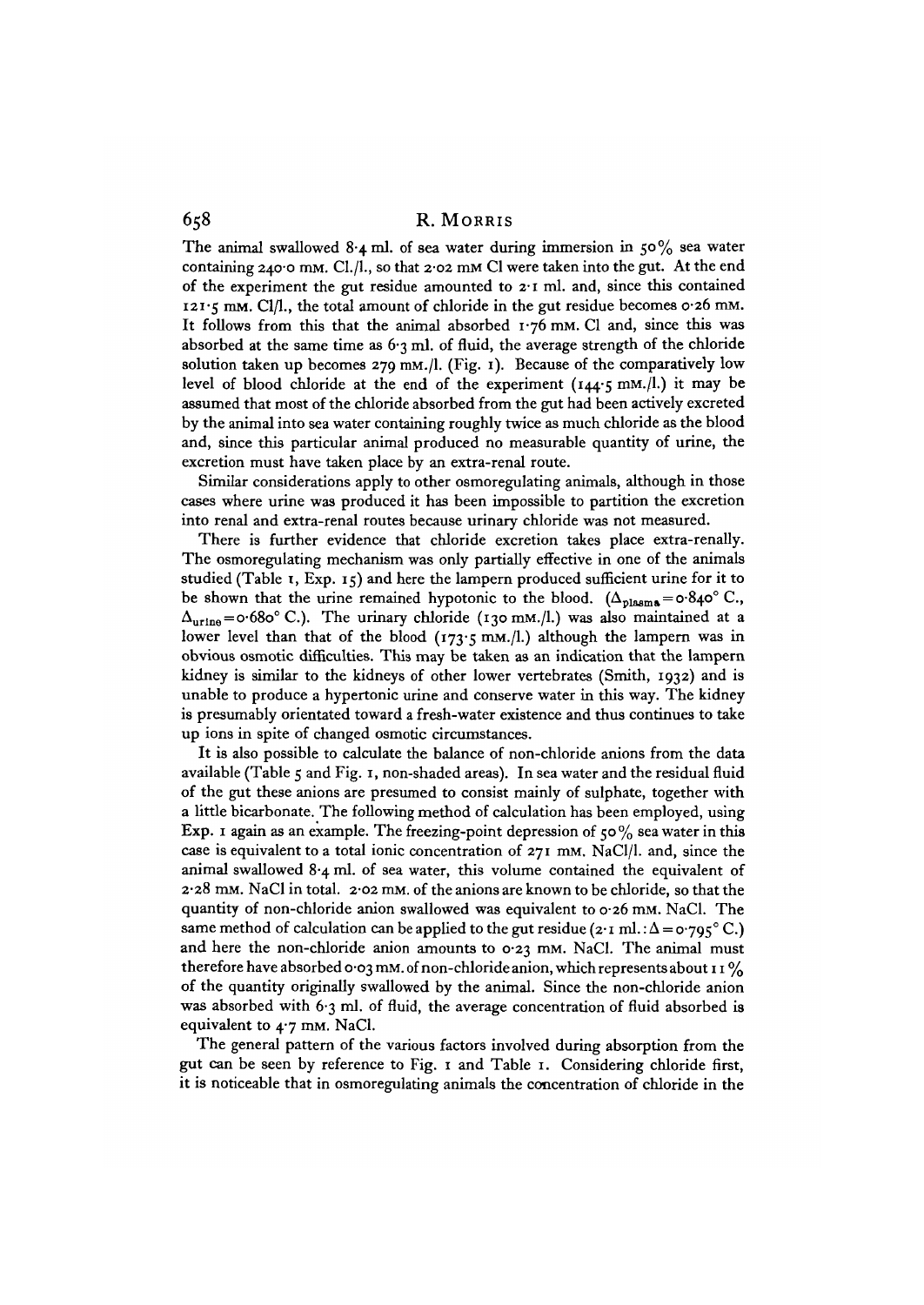The animal swallowed 8·4 ml. of sea water during immersion in 50% sea water containing 240·0 mM. Cl./l., so that 2·02 mM Cl were taken into the gut. At the end of the experiment the gut residue amounted to 2·1 ml. and, since this contained 121·5 mM. Cl/l., the total amount of chloride in the gut residue becomes 0·26 mM. It follows from this that the animal absorbed 1·76 mM. Cl and, since this was absorbed at the same time as 6·3 ml. of fluid, the average strength of the chloride solution taken up becomes 279 mM./l. (Fig. 1). Because of the comparatively low level of blood chloride at the end of the experiment (144·5 mM./l.) it may be assumed that most of the chloride absorbed from the gut had been actively excreted by the animal into sea water containing roughly twice as much chloride as the blood and, since this particular animal produced no measurable quantity of urine, the excretion must have taken place by an extra-renal route.

Similar considerations apply to other osmoregulating animals, although in those cases where urine was produced it has been impossible to partition the excretion into renal and extra-renal routes because urinary chloride was not measured.

There is further evidence that chloride excretion takes place extra-renally. The osmoregulating mechanism was only partially effective in one of the animals studied (Table 1, Exp. 15) and here the lampern produced sufficient urine for it to be shown that the urine remained hypotonic to the blood. ($\Delta_{plasma} = 0{\cdot}840°$ C., $\Delta_{urine} = 0{\cdot}680°$ C.). The urinary chloride (130 mM./l.) was also maintained at a lower level than that of the blood (173·5 mM./l.) although the lampern was in obvious osmotic difficulties. This may be taken as an indication that the lampern kidney is similar to the kidneys of other lower vertebrates (Smith, 1932) and is unable to produce a hypertonic urine and conserve water in this way. The kidney is presumably orientated toward a fresh-water existence and thus continues to take up ions in spite of changed osmotic circumstances.

It is also possible to calculate the balance of non-chloride anions from the data available (Table 5 and Fig. 1, non-shaded areas). In sea water and the residual fluid of the gut these anions are presumed to consist mainly of sulphate, together with a little bicarbonate. The following method of calculation has been employed, using Exp. 1 again as an example. The freezing-point depression of 50% sea water in this case is equivalent to a total ionic concentration of 271 mM. NaCl/l. and, since the animal swallowed 8·4 ml. of sea water, this volume contained the equivalent of 2·28 mM. NaCl in total. 2·02 mM. of the anions are known to be chloride, so that the quantity of non-chloride anion swallowed was equivalent to 0·26 mM. NaCl. The same method of calculation can be applied to the gut residue (2·1 ml.: $\Delta = 0{\cdot}795°$ C.) and here the non-chloride anion amounts to 0·23 mM. NaCl. The animal must therefore have absorbed 0·03 mM. of non-chloride anion, which represents about 11% of the quantity originally swallowed by the animal. Since the non-chloride anion was absorbed with 6·3 ml. of fluid, the average concentration of fluid absorbed is equivalent to 4·7 mM. NaCl.

The general pattern of the various factors involved during absorption from the gut can be seen by reference to Fig. 1 and Table 1. Considering chloride first, it is noticeable that in osmoregulating animals the concentration of chloride in the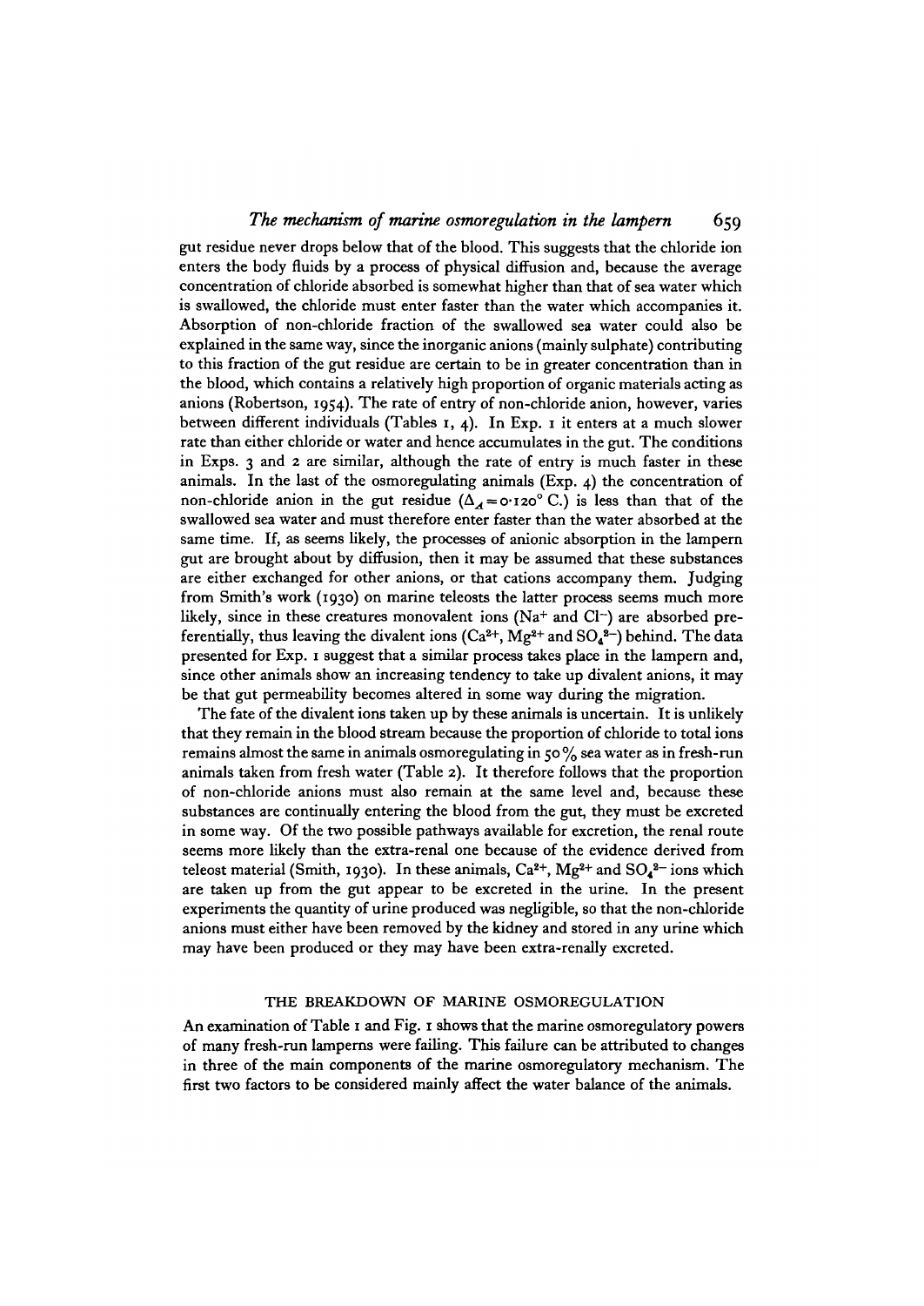gut residue never drops below that of the blood. This suggests that the chloride ion enters the body fluids by a process of physical diffusion and, because the average concentration of chloride absorbed is somewhat higher than that of sea water which is swallowed, the chloride must enter faster than the water which accompanies it. Absorption of non-chloride fraction of the swallowed sea water could also be explained in the same way, since the inorganic anions (mainly sulphate) contributing to this fraction of the gut residue are certain to be in greater concentration than in the blood, which contains a relatively high proportion of organic materials acting as anions (Robertson, 1954). The rate of entry of non-chloride anion, however, varies between different individuals (Tables 1, 4). In Exp. 1 it enters at a much slower rate than either chloride or water and hence accumulates in the gut. The conditions in Exps. 3 and 2 are similar, although the rate of entry is much faster in these animals. In the last of the osmoregulating animals (Exp. 4) the concentration of non-chloride anion in the gut residue ($\Delta_A = 0 \cdot 120°$ C.) is less than that of the swallowed sea water and must therefore enter faster than the water absorbed at the same time. If, as seems likely, the processes of anionic absorption in the lampern gut are brought about by diffusion, then it may be assumed that these substances are either exchanged for other anions, or that cations accompany them. Judging from Smith's work (1930) on marine teleosts the latter process seems much more likely, since in these creatures monovalent ions ($Na^+$ and $Cl^-$) are absorbed preferentially, thus leaving the divalent ions ($Ca^{2+}$, $Mg^{2+}$ and $SO_4^{2-}$) behind. The data presented for Exp. 1 suggest that a similar process takes place in the lampern and, since other animals show an increasing tendency to take up divalent anions, it may be that gut permeability becomes altered in some way during the migration.

The fate of the divalent ions taken up by these animals is uncertain. It is unlikely that they remain in the blood stream because the proportion of chloride to total ions remains almost the same in animals osmoregulating in 50% sea water as in fresh-run animals taken from fresh water (Table 2). It therefore follows that the proportion of non-chloride anions must also remain at the same level and, because these substances are continually entering the blood from the gut, they must be excreted in some way. Of the two possible pathways available for excretion, the renal route seems more likely than the extra-renal one because of the evidence derived from teleost material (Smith, 1930). In these animals, $Ca^{2+}$, $Mg^{2+}$ and $SO_4^{2-}$ ions which are taken up from the gut appear to be excreted in the urine. In the present experiments the quantity of urine produced was negligible, so that the non-chloride anions must either have been removed by the kidney and stored in any urine which may have been produced or they may have been extra-renally excreted.

## THE BREAKDOWN OF MARINE OSMOREGULATION

An examination of Table 1 and Fig. 1 shows that the marine osmoregulatory powers of many fresh-run lamperns were failing. This failure can be attributed to changes in three of the main components of the marine osmoregulatory mechanism. The first two factors to be considered mainly affect the water balance of the animals.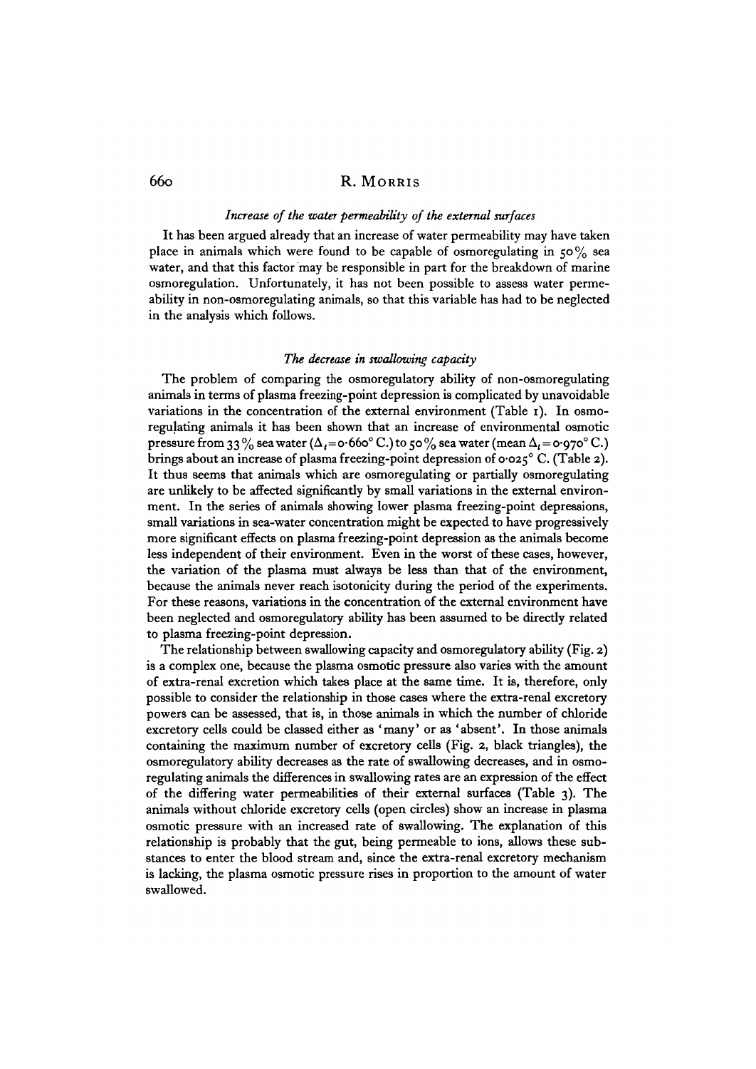### *Increase of the water permeability of the external surfaces*

It has been argued already that an increase of water permeability may have taken place in animals which were found to be capable of osmoregulating in 50% sea water, and that this factor may be responsible in part for the breakdown of marine osmoregulation. Unfortunately, it has not been possible to assess water permeability in non-osmoregulating animals, so that this variable has had to be neglected in the analysis which follows.

### *The decrease in swallowing capacity*

The problem of comparing the osmoregulatory ability of non-osmoregulating animals in terms of plasma freezing-point depression is complicated by unavoidable variations in the concentration of the external environment (Table 1). In osmoregulating animals it has been shown that an increase of environmental osmotic pressure from 33% sea water ($\Delta_t = 0{\cdot}660°$ C.) to 50% sea water (mean $\Delta_t = 0{\cdot}970°$ C.) brings about an increase of plasma freezing-point depression of 0·025° C. (Table 2). It thus seems that animals which are osmoregulating or partially osmoregulating are unlikely to be affected significantly by small variations in the external environment. In the series of animals showing lower plasma freezing-point depressions, small variations in sea-water concentration might be expected to have progressively more significant effects on plasma freezing-point depression as the animals become less independent of their environment. Even in the worst of these cases, however, the variation of the plasma must always be less than that of the environment, because the animals never reach isotonicity during the period of the experiments. For these reasons, variations in the concentration of the external environment have been neglected and osmoregulatory ability has been assumed to be directly related to plasma freezing-point depression.

The relationship between swallowing capacity and osmoregulatory ability (Fig. 2) is a complex one, because the plasma osmotic pressure also varies with the amount of extra-renal excretion which takes place at the same time. It is, therefore, only possible to consider the relationship in those cases where the extra-renal excretory powers can be assessed, that is, in those animals in which the number of chloride excretory cells could be classed either as 'many' or as 'absent'. In those animals containing the maximum number of excretory cells (Fig. 2, black triangles), the osmoregulatory ability decreases as the rate of swallowing decreases, and in osmoregulating animals the differences in swallowing rates are an expression of the effect of the differing water permeabilities of their external surfaces (Table 3). The animals without chloride excretory cells (open circles) show an increase in plasma osmotic pressure with an increased rate of swallowing. The explanation of this relationship is probably that the gut, being permeable to ions, allows these substances to enter the blood stream and, since the extra-renal excretory mechanism is lacking, the plasma osmotic pressure rises in proportion to the amount of water swallowed.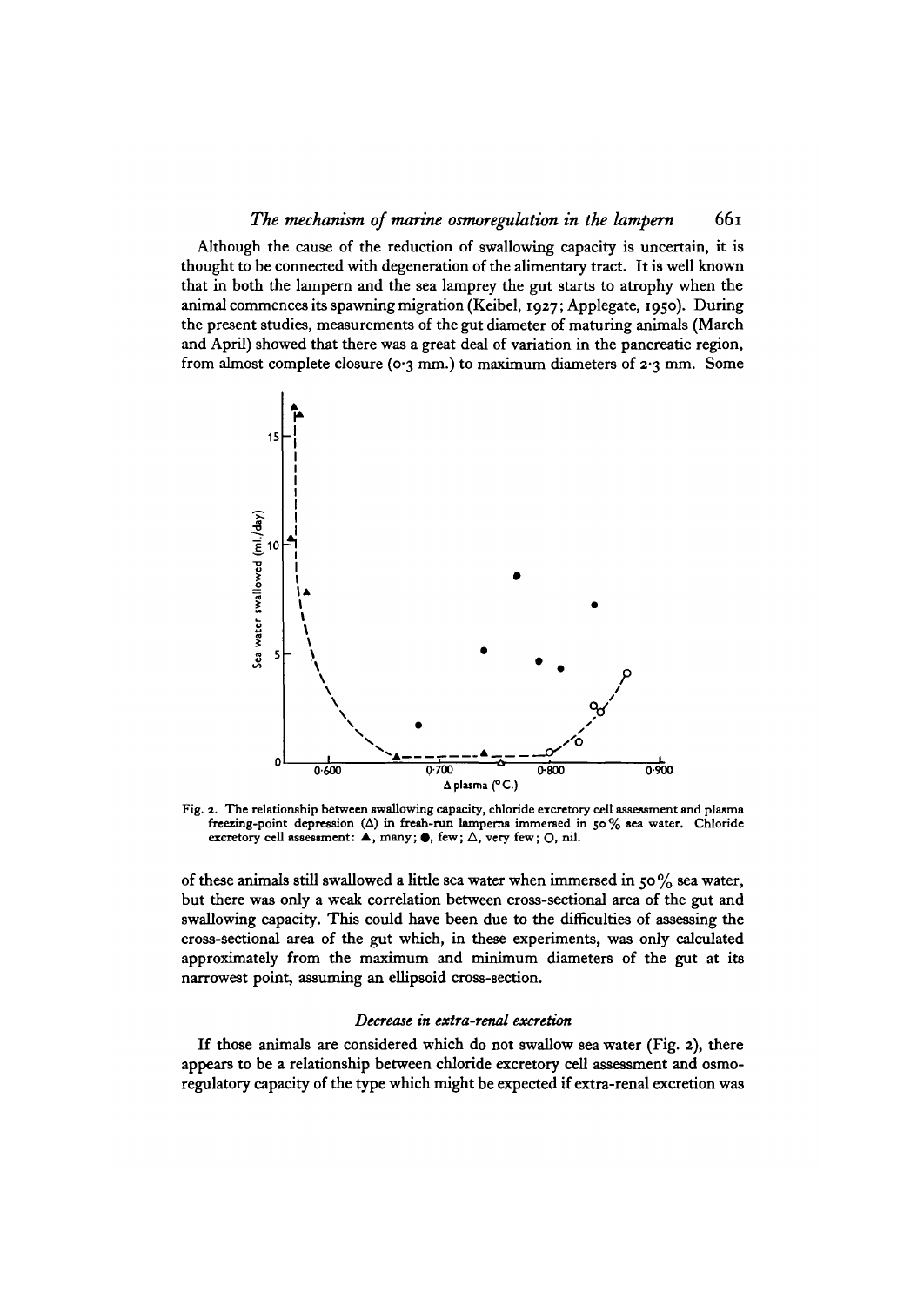Although the cause of the reduction of swallowing capacity is uncertain, it is thought to be connected with degeneration of the alimentary tract. It is well known that in both the lampern and the sea lamprey the gut starts to atrophy when the animal commences its spawning migration (Keibel, 1927; Applegate, 1950). During the present studies, measurements of the gut diameter of maturing animals (March and April) showed that there was a great deal of variation in the pancreatic region, from almost complete closure (0·3 mm.) to maximum diameters of 2·3 mm. Some

Fig. 2. The relationship between swallowing capacity, chloride excretory cell assessment and plasma freezing-point depression (Δ) in fresh-run lamperns immersed in 50 % sea water. Chloride excretory cell assessment: ▲, many; ●, few; △, very few; ○, nil.

of these animals still swallowed a little sea water when immersed in 50 % sea water, but there was only a weak correlation between cross-sectional area of the gut and swallowing capacity. This could have been due to the difficulties of assessing the cross-sectional area of the gut which, in these experiments, was only calculated approximately from the maximum and minimum diameters of the gut at its narrowest point, assuming an ellipsoid cross-section.

### *Decrease in extra-renal excretion*

If those animals are considered which do not swallow sea water (Fig. 2), there appears to be a relationship between chloride excretory cell assessment and osmoregulatory capacity of the type which might be expected if extra-renal excretion was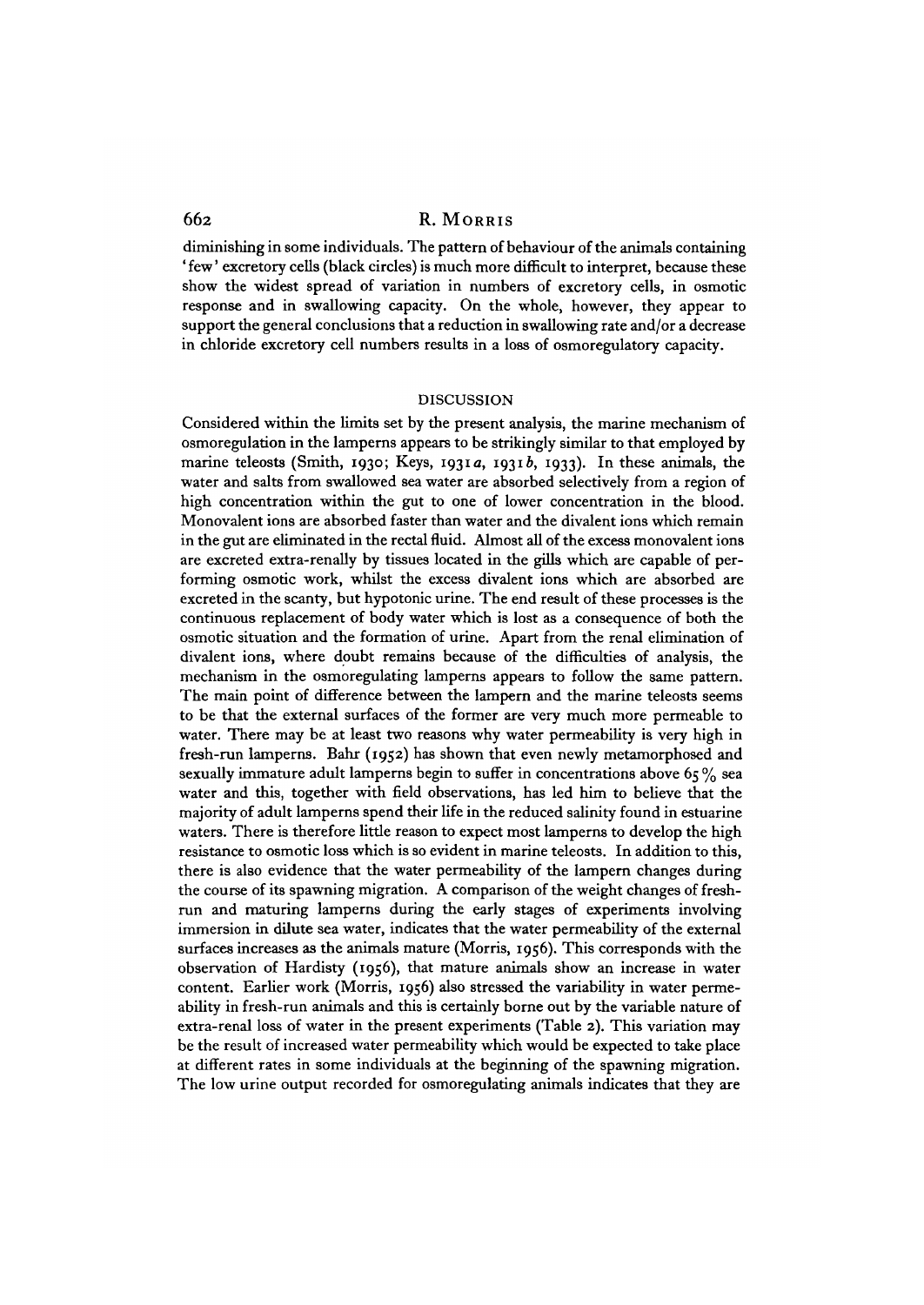diminishing in some individuals. The pattern of behaviour of the animals containing 'few' excretory cells (black circles) is much more difficult to interpret, because these show the widest spread of variation in numbers of excretory cells, in osmotic response and in swallowing capacity. On the whole, however, they appear to support the general conclusions that a reduction in swallowing rate and/or a decrease in chloride excretory cell numbers results in a loss of osmoregulatory capacity.

## DISCUSSION

Considered within the limits set by the present analysis, the marine mechanism of osmoregulation in the lamperns appears to be strikingly similar to that employed by marine teleosts (Smith, 1930; Keys, 1931*a*, 1931*b*, 1933). In these animals, the water and salts from swallowed sea water are absorbed selectively from a region of high concentration within the gut to one of lower concentration in the blood. Monovalent ions are absorbed faster than water and the divalent ions which remain in the gut are eliminated in the rectal fluid. Almost all of the excess monovalent ions are excreted extra-renally by tissues located in the gills which are capable of performing osmotic work, whilst the excess divalent ions which are absorbed are excreted in the scanty, but hypotonic urine. The end result of these processes is the continuous replacement of body water which is lost as a consequence of both the osmotic situation and the formation of urine. Apart from the renal elimination of divalent ions, where doubt remains because of the difficulties of analysis, the mechanism in the osmoregulating lamperns appears to follow the same pattern. The main point of difference between the lampern and the marine teleosts seems to be that the external surfaces of the former are very much more permeable to water. There may be at least two reasons why water permeability is very high in fresh-run lamperns. Bahr (1952) has shown that even newly metamorphosed and sexually immature adult lamperns begin to suffer in concentrations above 65% sea water and this, together with field observations, has led him to believe that the majority of adult lamperns spend their life in the reduced salinity found in estuarine waters. There is therefore little reason to expect most lamperns to develop the high resistance to osmotic loss which is so evident in marine teleosts. In addition to this, there is also evidence that the water permeability of the lampern changes during the course of its spawning migration. A comparison of the weight changes of fresh-run and maturing lamperns during the early stages of experiments involving immersion in dilute sea water, indicates that the water permeability of the external surfaces increases as the animals mature (Morris, 1956). This corresponds with the observation of Hardisty (1956), that mature animals show an increase in water content. Earlier work (Morris, 1956) also stressed the variability in water permeability in fresh-run animals and this is certainly borne out by the variable nature of extra-renal loss of water in the present experiments (Table 2). This variation may be the result of increased water permeability which would be expected to take place at different rates in some individuals at the beginning of the spawning migration. The low urine output recorded for osmoregulating animals indicates that they are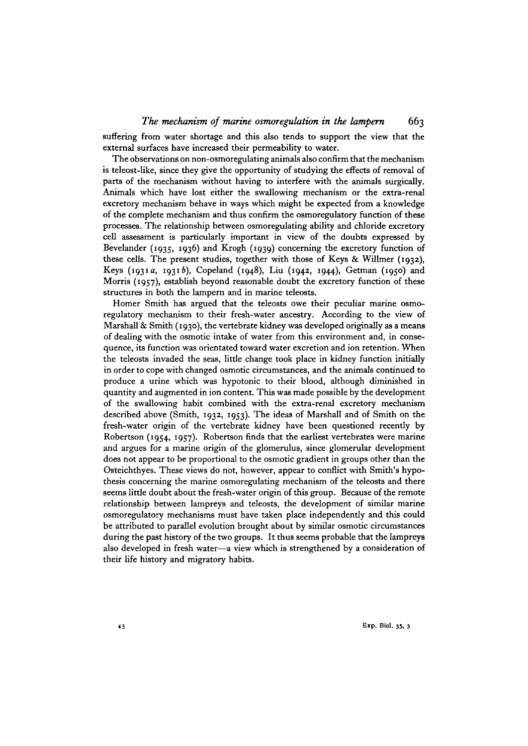suffering from water shortage and this also tends to support the view that the external surfaces have increased their permeability to water.

The observations on non-osmoregulating animals also confirm that the mechanism is teleost-like, since they give the opportunity of studying the effects of removal of parts of the mechanism without having to interfere with the animals surgically. Animals which have lost either the swallowing mechanism or the extra-renal excretory mechanism behave in ways which might be expected from a knowledge of the complete mechanism and thus confirm the osmoregulatory function of these processes. The relationship between osmoregulating ability and chloride excretory cell assessment is particularly important in view of the doubts expressed by Bevelander (1935, 1936) and Krogh (1939) concerning the excretory function of these cells. The present studies, together with those of Keys & Willmer (1932), Keys (1931*a*, 1931*b*), Copeland (1948), Liu (1942, 1944), Getman (1950) and Morris (1957), establish beyond reasonable doubt the excretory function of these structures in both the lampern and in marine teleosts.

Homer Smith has argued that the teleosts owe their peculiar marine osmoregulatory mechanism to their fresh-water ancestry. According to the view of Marshall & Smith (1930), the vertebrate kidney was developed originally as a means of dealing with the osmotic intake of water from this environment and, in consequence, its function was orientated toward water excretion and ion retention. When the teleosts invaded the seas, little change took place in kidney function initially in order to cope with changed osmotic circumstances, and the animals continued to produce a urine which was hypotonic to their blood, although diminished in quantity and augmented in ion content. This was made possible by the development of the swallowing habit combined with the extra-renal excretory mechanism described above (Smith, 1932, 1953). The ideas of Marshall and of Smith on the fresh-water origin of the vertebrate kidney have been questioned recently by Robertson (1954, 1957). Robertson finds that the earliest vertebrates were marine and argues for a marine origin of the glomerulus, since glomerular development does not appear to be proportional to the osmotic gradient in groups other than the Osteichthyes. These views do not, however, appear to conflict with Smith's hypothesis concerning the marine osmoregulating mechanism of the teleosts and there seems little doubt about the fresh-water origin of this group. Because of the remote relationship between lampreys and teleosts, the development of similar marine osmoregulatory mechanisms must have taken place independently and this could be attributed to parallel evolution brought about by similar osmotic circumstances during the past history of the two groups. It thus seems probable that the lampreys also developed in fresh water—a view which is strengthened by a consideration of their life history and migratory habits.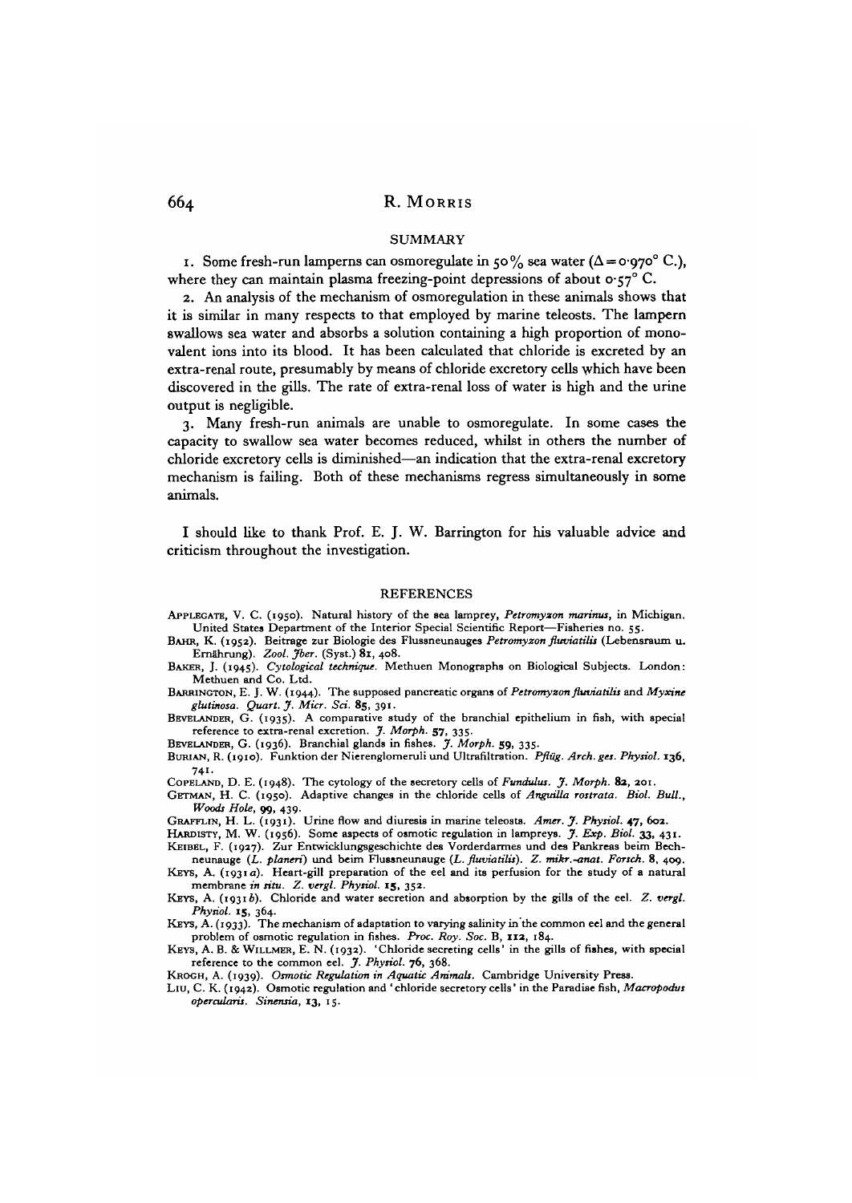## SUMMARY

1. Some fresh-run lamperns can osmoregulate in 50% sea water ($\Delta = 0.970^\circ$ C.), where they can maintain plasma freezing-point depressions of about $0.57^\circ$ C.

2. An analysis of the mechanism of osmoregulation in these animals shows that it is similar in many respects to that employed by marine teleosts. The lampern swallows sea water and absorbs a solution containing a high proportion of monovalent ions into its blood. It has been calculated that chloride is excreted by an extra-renal route, presumably by means of chloride excretory cells which have been discovered in the gills. The rate of extra-renal loss of water is high and the urine output is negligible.

3. Many fresh-run animals are unable to osmoregulate. In some cases the capacity to swallow sea water becomes reduced, whilst in others the number of chloride excretory cells is diminished—an indication that the extra-renal excretory mechanism is failing. Both of these mechanisms regress simultaneously in some animals.

I should like to thank Prof. E. J. W. Barrington for his valuable advice and criticism throughout the investigation.

## REFERENCES

APPLEGATE, V. C. (1950). Natural history of the sea lamprey, *Petromyzon marinus*, in Michigan. United States Department of the Interior Special Scientific Report—Fisheries no. 55.

BAHR, K. (1952). Beitrage zur Biologie des Flussneunauges *Petromyzon fluviatilis* (Lebensraum u. Ernährung). *Zool. Jber.* (Syst.) **81**, 408.

BAKER, J. (1945). *Cytological technique.* Methuen Monographs on Biological Subjects. London: Methuen and Co. Ltd.

BARRINGTON, E. J. W. (1944). The supposed pancreatic organs of *Petromyzon fluviatilis* and *Myxine glutinosa*. *Quart. J. Micr. Sci.* **85**, 391.

BEVELANDER, G. (1935). A comparative study of the branchial epithelium in fish, with special reference to extra-renal excretion. *J. Morph.* **57**, 335.

BEVELANDER, G. (1936). Branchial glands in fishes. *J. Morph.* **59**, 335.

BURIAN, R. (1910). Funktion der Nierenglomeruli und Ultrafiltration. *Pflüg. Arch. ges. Physiol.* **136**, 741.

COPELAND, D. E. (1948). The cytology of the secretory cells of *Fundulus*. *J. Morph.* **82**, 201.

GETMAN, H. C. (1950). Adaptive changes in the chloride cells of *Anguilla rostrata*. *Biol. Bull., Woods Hole*, **99**, 439.

GRAFFLIN, H. L. (1931). Urine flow and diuresis in marine teleosts. *Amer. J. Physiol.* **47**, 602.

HARDISTY, M. W. (1956). Some aspects of osmotic regulation in lampreys. *J. Exp. Biol.* **33**, 431.

KEIBEL, F. (1927). Zur Entwicklungsgeschichte des Vorderdarmes und des Pankreas beim Bechneunauge (*L. planeri*) und beim Flussneunauge (*L. fluviatilis*). *Z. mikr.-anat. Forsch.* **8**, 409.

KEYS, A. (1931*a*). Heart-gill preparation of the eel and its perfusion for the study of a natural membrane *in situ*. *Z. vergl. Physiol.* **15**, 352.

KEYS, A. (1931*b*). Chloride and water secretion and absorption by the gills of the eel. *Z. vergl. Physiol.* **15**, 364.

KEYS, A. (1933). The mechanism of adaptation to varying salinity in the common eel and the general problem of osmotic regulation in fishes. *Proc. Roy. Soc.* B, **112**, 184.

KEYS, A. B. & WILLMER, E. N. (1932). 'Chloride secreting cells' in the gills of fishes, with special reference to the common eel. *J. Physiol.* **76**, 368.

KROGH, A. (1939). *Osmotic Regulation in Aquatic Animals.* Cambridge University Press.

LIU, C. K. (1942). Osmotic regulation and 'chloride secretory cells' in the Paradise fish, *Macropodus opercularis*. *Sinensia*, **13**, 15.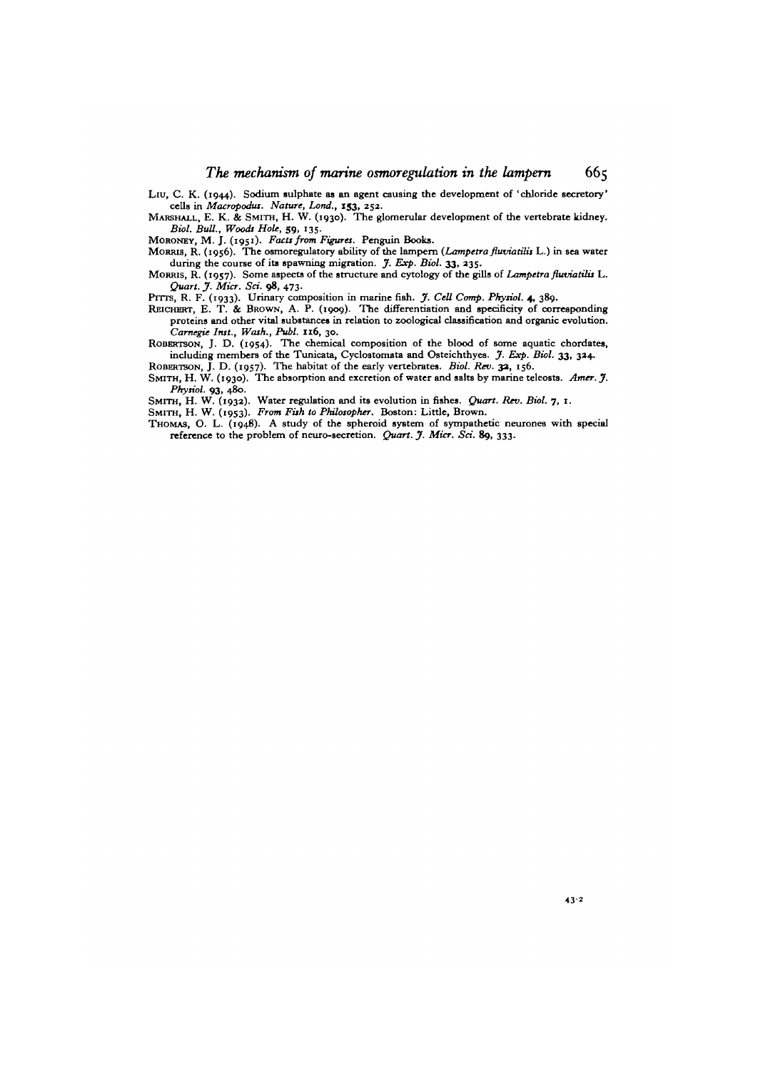LIU, C. K. (1944). Sodium sulphate as an agent causing the development of 'chloride secretory' cells in *Macropodus*. *Nature, Lond.*, **153**, 252.

MARSHALL, E. K. & SMITH, H. W. (1930). The glomerular development of the vertebrate kidney. *Biol. Bull., Woods Hole*, **59**, 135.

MORONEY, M. J. (1951). *Facts from Figures*. Penguin Books.

MORRIS, R. (1956). The osmoregulatory ability of the lampern (*Lampetra fluviatilis* L.) in sea water during the course of its spawning migration. *J. Exp. Biol.* **33**, 235.

MORRIS, R. (1957). Some aspects of the structure and cytology of the gills of *Lampetra fluviatilis* L. *Quart. J. Micr. Sci.* **98**, 473.

PITTS, R. F. (1933). Urinary composition in marine fish. *J. Cell Comp. Physiol.* **4**, 389.

REICHERT, E. T. & BROWN, A. P. (1909). The differentiation and specificity of corresponding proteins and other vital substances in relation to zoological classification and organic evolution. *Carnegie Inst., Wash., Publ.* **116**, 30.

ROBERTSON, J. D. (1954). The chemical composition of the blood of some aquatic chordates, including members of the Tunicata, Cyclostomata and Osteichthyes. *J. Exp. Biol.* **33**, 324.

ROBERTSON, J. D. (1957). The habitat of the early vertebrates. *Biol. Rev.* **32**, 156.

SMITH, H. W. (1930). The absorption and excretion of water and salts by marine teleosts. *Amer. J. Physiol.* **93**, 480.

SMITH, H. W. (1932). Water regulation and its evolution in fishes. *Quart. Rev. Biol.* **7**, 1.

SMITH, H. W. (1953). *From Fish to Philosopher*. Boston: Little, Brown.

THOMAS, O. L. (1948). A study of the spheroid system of sympathetic neurones with special reference to the problem of neuro-secretion. *Quart. J. Micr. Sci.* **89**, 333.